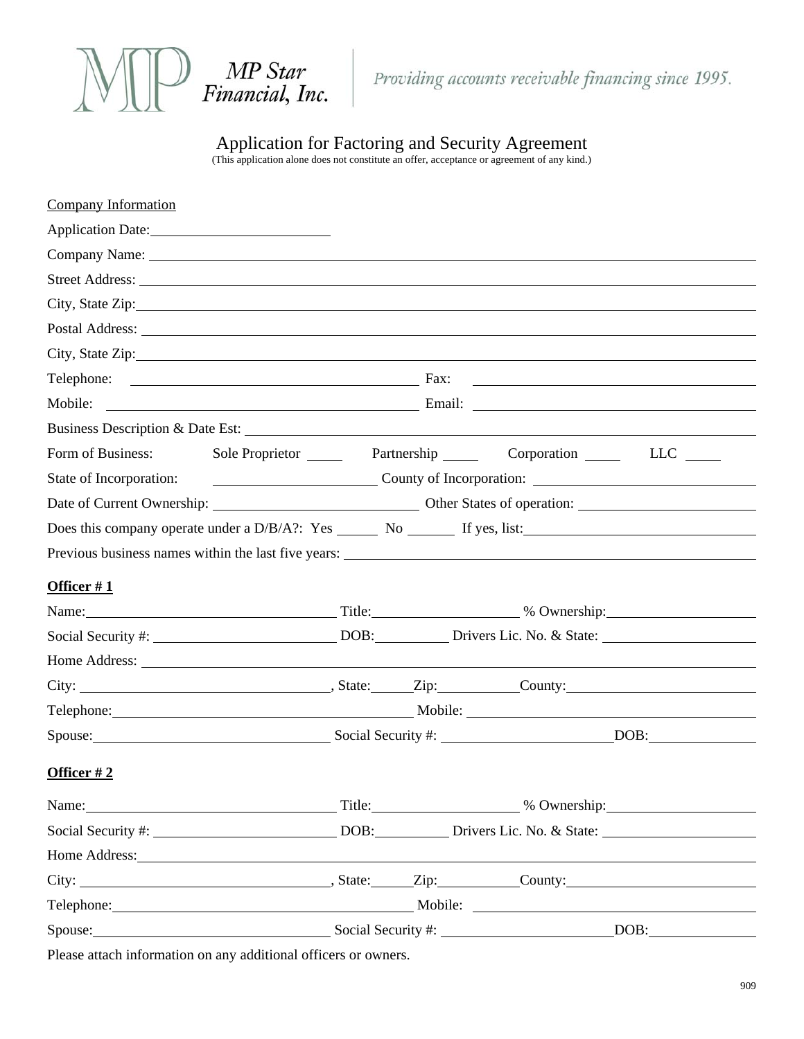MP Star Financial, Inc. | *Providing accounts receivable financing since 1995.*

# Application for Factoring and Security Agreement

(This application alone does not constitute an offer, acceptance or agreement of any kind.)

Company Information

Application Date: ____________________

Company Name: ____________________

Street Address: ____________________

City, State Zip: ____________________

Postal Address: ____________________

City, State Zip: ____________________

Telephone: ____________________ Fax: ____________________

Mobile: ____________________ Email: ____________________

Business Description & Date Est: ____________________

Form of Business: Sole Proprietor _____ Partnership _____ Corporation _____ LLC _____

State of Incorporation: ____________________ County of Incorporation: ____________________

Date of Current Ownership: ____________________ Other States of operation: ____________________

Does this company operate under a D/B/A?: Yes ______ No ______ If yes, list: ____________________

Previous business names within the last five years: ____________________

**Officer # 1**

Name: ____________________ Title: ____________________ % Ownership: ____________________

Social Security #: ____________________ DOB: __________ Drivers Lic. No. & State: ____________________

Home Address: ____________________

City: ____________________, State: ______ Zip: __________ County: ____________________

Telephone: ____________________ Mobile: ____________________

Spouse: ____________________ Social Security #: ____________________ DOB: ____________________

**Officer # 2**

Name: ____________________ Title: ____________________ % Ownership: ____________________

Social Security #: ____________________ DOB: __________ Drivers Lic. No. & State: ____________________

Home Address: ____________________

City: ____________________, State: ______ Zip: __________ County: ____________________

Telephone: ____________________ Mobile: ____________________

Spouse: ____________________ Social Security #: ____________________ DOB: ____________________

Please attach information on any additional officers or owners.

909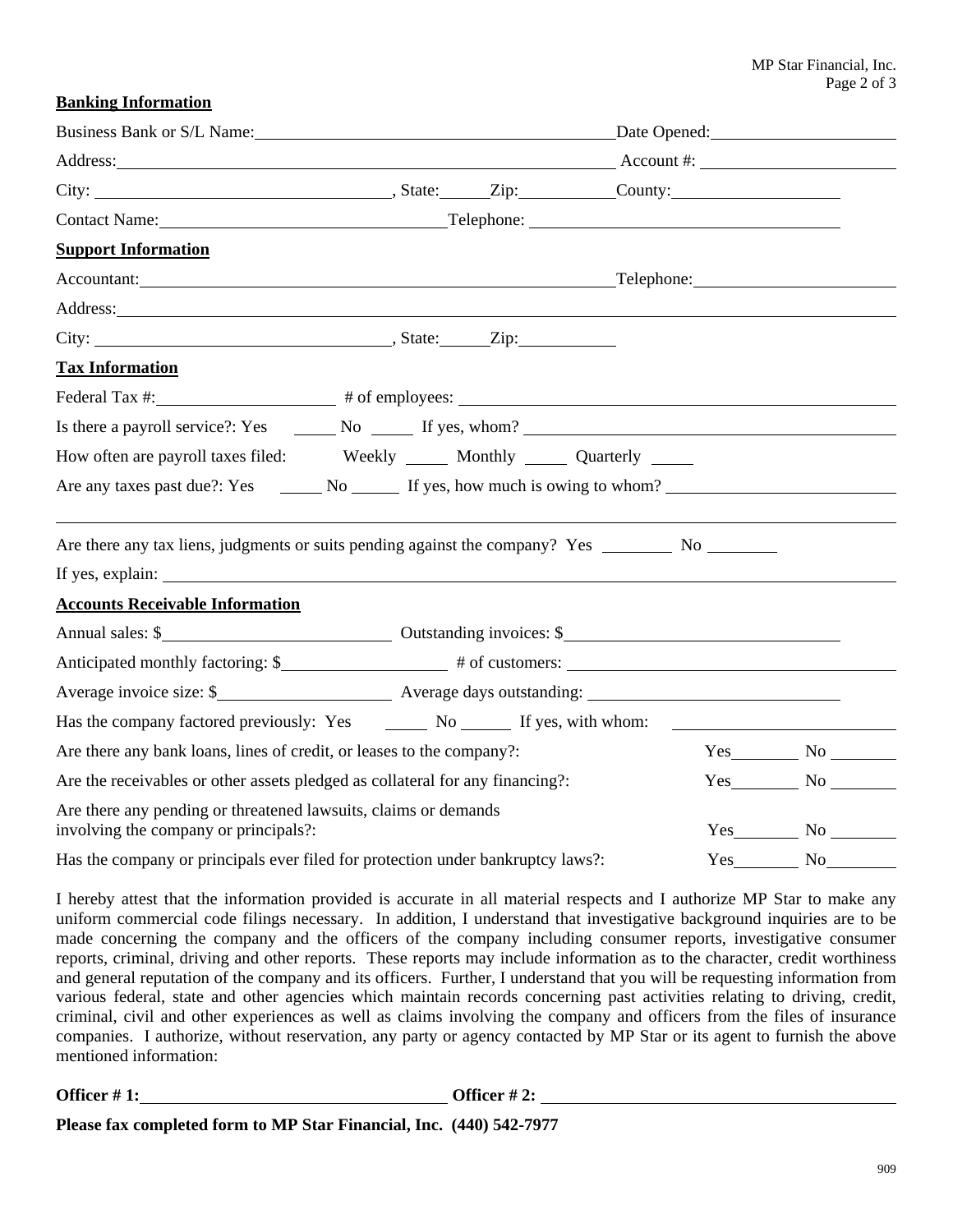**Banking Information**

Business Bank or S/L Name: ______________________________ Date Opened: ______________

Address: ______________________________ Account #: ______________

City: ______________________, State: _____ Zip: __________ County: ______________

Contact Name: ______________________ Telephone: ______________________

**Support Information**

Accountant: ______________________________ Telephone: ______________

Address: ______________________________________________________________

City: ______________________, State: _____ Zip: __________

**Tax Information**

Federal Tax #: ______________ # of employees: ______________________

Is there a payroll service?: Yes _____ No _____ If yes, whom? ______________________

How often are payroll taxes filed: Weekly _____ Monthly _____ Quarterly _____

Are any taxes past due?: Yes _____ No _____ If yes, how much is owing to whom? ______________

______________________________________________________________

Are there any tax liens, judgments or suits pending against the company? Yes ________ No ________

If yes, explain: ______________________________________________________________

**Accounts Receivable Information**

Annual sales: $ ______________________ Outstanding invoices: $ ______________________

Anticipated monthly factoring: $ ______________ # of customers: ______________________

Average invoice size: $ ______________ Average days outstanding: ______________________

Has the company factored previously: Yes _____ No _____ If yes, with whom: ______________

Are there any bank loans, lines of credit, or leases to the company?: Yes ________ No ________

Are the receivables or other assets pledged as collateral for any financing?: Yes ________ No ________

Are there any pending or threatened lawsuits, claims or demands involving the company or principals?: Yes ________ No ________

Has the company or principals ever filed for protection under bankruptcy laws?: Yes ________ No ________

I hereby attest that the information provided is accurate in all material respects and I authorize MP Star to make any uniform commercial code filings necessary. In addition, I understand that investigative background inquiries are to be made concerning the company and the officers of the company including consumer reports, investigative consumer reports, criminal, driving and other reports. These reports may include information as to the character, credit worthiness and general reputation of the company and its officers. Further, I understand that you will be requesting information from various federal, state and other agencies which maintain records concerning past activities relating to driving, credit, criminal, civil and other experiences as well as claims involving the company and officers from the files of insurance companies. I authorize, without reservation, any party or agency contacted by MP Star or its agent to furnish the above mentioned information:

**Officer # 1:** ______________________ **Officer # 2:** ______________________

**Please fax completed form to MP Star Financial, Inc. (440) 542-7977**

909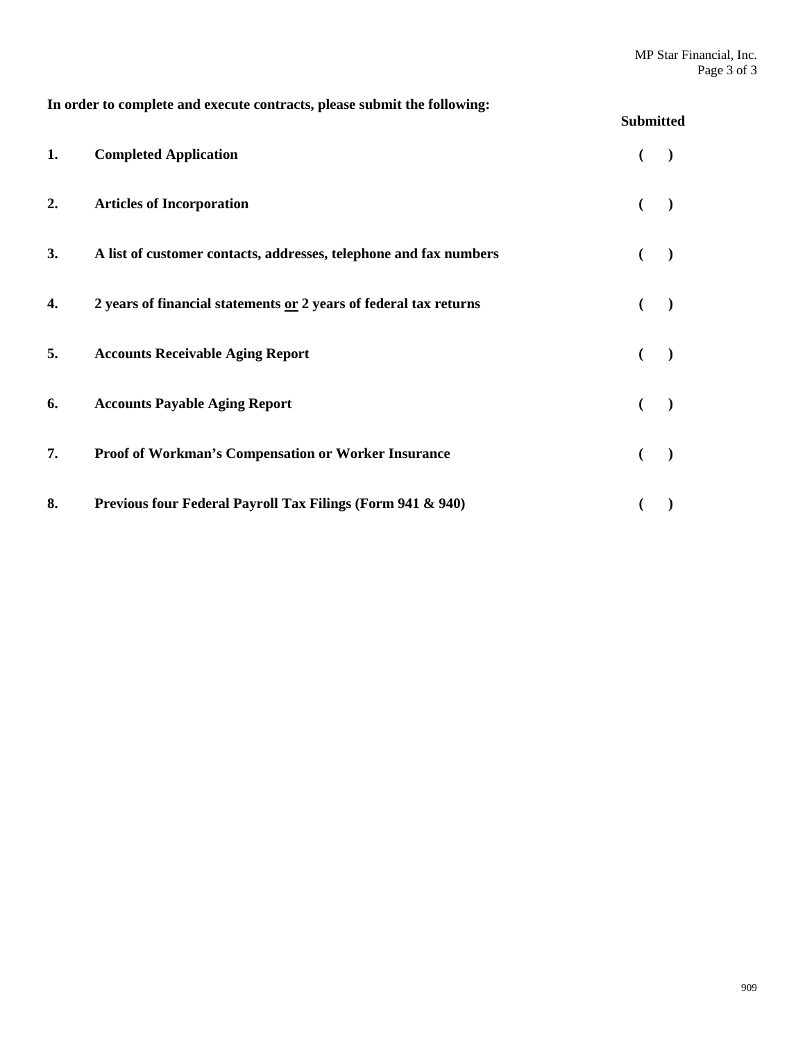**In order to complete and execute contracts, please submit the following:**

| | | Submitted |
|---|---|---|
| **1.** | **Completed Application** | **( )** |
| **2.** | **Articles of Incorporation** | **( )** |
| **3.** | **A list of customer contacts, addresses, telephone and fax numbers** | **( )** |
| **4.** | **2 years of financial statements or 2 years of federal tax returns** | **( )** |
| **5.** | **Accounts Receivable Aging Report** | **( )** |
| **6.** | **Accounts Payable Aging Report** | **( )** |
| **7.** | **Proof of Workman's Compensation or Worker Insurance** | **( )** |
| **8.** | **Previous four Federal Payroll Tax Filings (Form 941 & 940)** | **( )** |

909